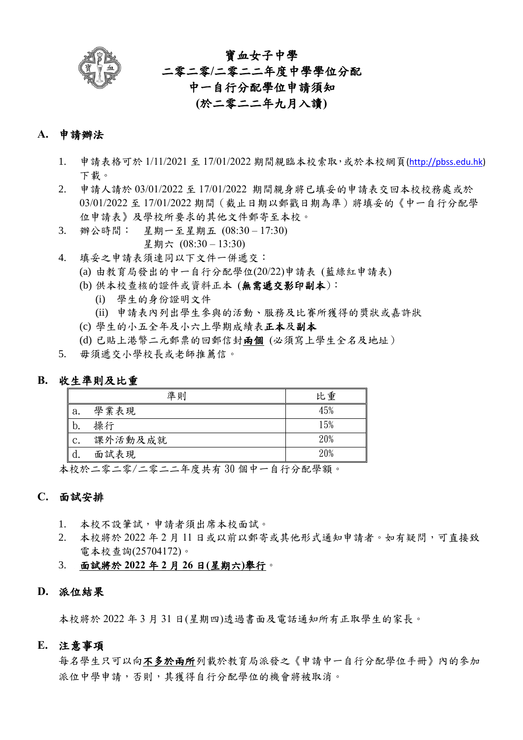# 寶血女子中學
# 二零二零/二零二二年度中學學位分配
# 中一自行分配學位申請須知
# (於二零二二年九月入讀)

## A. 申請辦法

1. 申請表格可於 1/11/2021 至 17/01/2022 期間親臨本校索取，或於本校網頁(http://pbss.edu.hk)下載。
2. 申請人請於 03/01/2022 至 17/01/2022 期間親身將已填妥的申請表交回本校校務處或於 03/01/2022 至 17/01/2022 期間（截止日期以郵戳日期為準）將填妥的《中一自行分配學位申請表》及學校所要求的其他文件郵寄至本校。
3. 辦公時間： 星期一至星期五 (08:30 – 17:30)
   星期六 (08:30 – 13:30)
4. 填妥之申請表須連同以下文件一併遞交：
   (a) 由教育局發出的中一自行分配學位(20/22)申請表 (藍綠紅申請表)
   (b) 供本校查核的證件或資料正本 (**無需遞交影印副本**)：
      (i) 學生的身份證明文件
      (ii) 申請表內列出學生參與的活動、服務及比賽所獲得的獎狀或嘉許狀
   (c) 學生的小五全年及小六上學期成績表**正本**及**副本**
   (d) 已貼上港幣二元郵票的回郵信封**兩個** (必須寫上學生全名及地址)
5. 毋須遞交小學校長或老師推薦信。

## B. 收生準則及比重

| 準則 | 比重 |
|---|---|
| a. 學業表現 | 45% |
| b. 操行 | 15% |
| c. 課外活動及成就 | 20% |
| d. 面試表現 | 20% |

本校於二零二零/二零二二年度共有 30 個中一自行分配學額。

## C. 面試安排

1. 本校不設筆試，申請者須出席本校面試。
2. 本校將於 2022 年 2 月 11 日或以前以郵寄或其他形式通知申請者。如有疑問，可直接致電本校查詢(25704172)。
3. **面試將於 2022 年 2 月 26 日(星期六)舉行**。

## D. 派位結果

本校將於 2022 年 3 月 31 日(星期四)透過書面及電話通知所有正取學生的家長。

## E. 注意事項

每名學生只可以向**不多於兩所**列載於教育局派發之《申請中一自行分配學位手冊》內的參加派位中學申請，否則，其獲得自行分配學位的機會將被取消。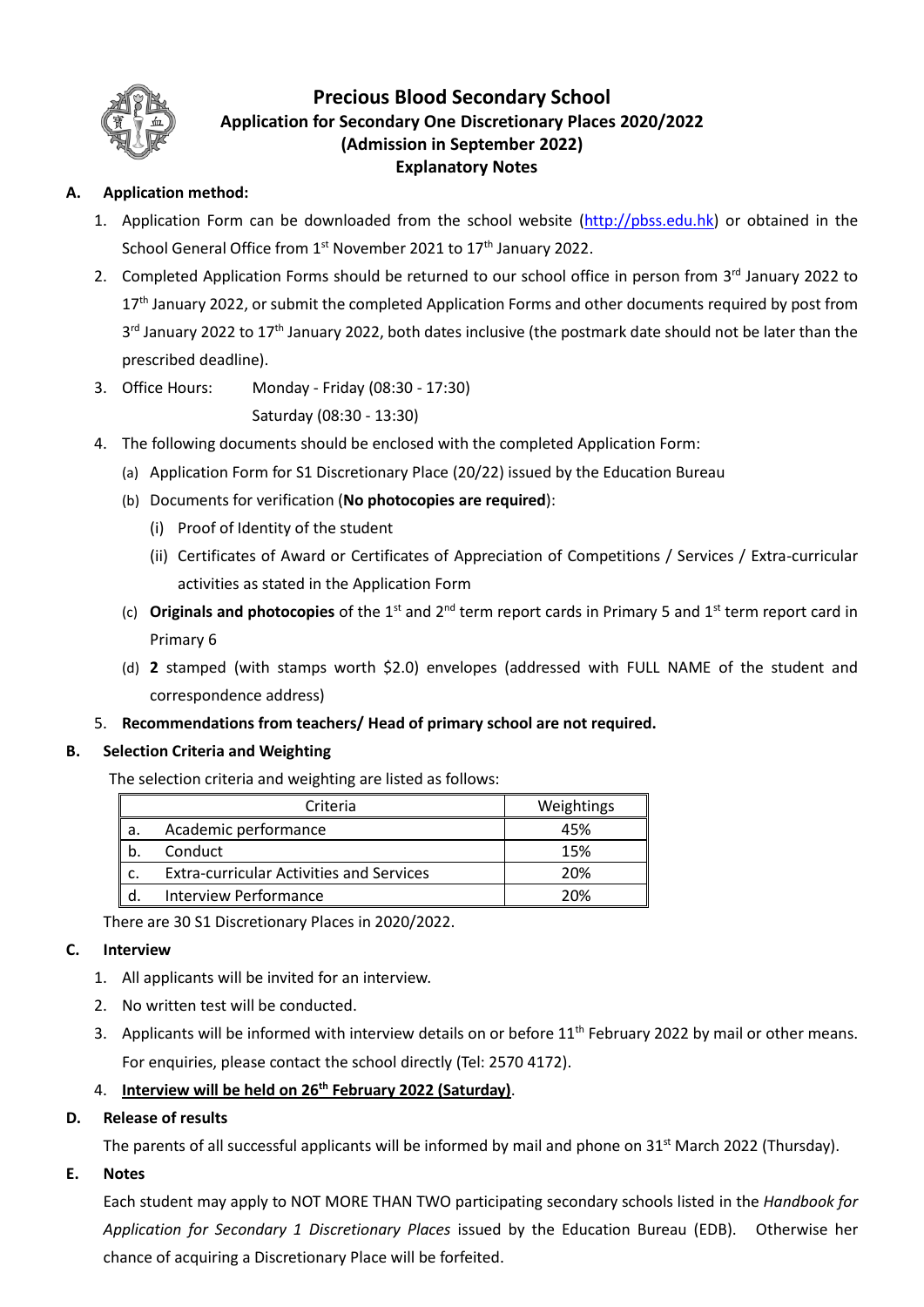# Precious Blood Secondary School
## Application for Secondary One Discretionary Places 2020/2022
## (Admission in September 2022)
## Explanatory Notes

**A. Application method:**

1. Application Form can be downloaded from the school website (http://pbss.edu.hk) or obtained in the School General Office from 1st November 2021 to 17th January 2022.
2. Completed Application Forms should be returned to our school office in person from 3rd January 2022 to 17th January 2022, or submit the completed Application Forms and other documents required by post from 3rd January 2022 to 17th January 2022, both dates inclusive (the postmark date should not be later than the prescribed deadline).
3. Office Hours: Monday - Friday (08:30 - 17:30)
   Saturday (08:30 - 13:30)
4. The following documents should be enclosed with the completed Application Form:
   (a) Application Form for S1 Discretionary Place (20/22) issued by the Education Bureau
   (b) Documents for verification (**No photocopies are required**):
      (i) Proof of Identity of the student
      (ii) Certificates of Award or Certificates of Appreciation of Competitions / Services / Extra-curricular activities as stated in the Application Form
   (c) **Originals and photocopies** of the 1st and 2nd term report cards in Primary 5 and 1st term report card in Primary 6
   (d) **2** stamped (with stamps worth $2.0) envelopes (addressed with FULL NAME of the student and correspondence address)
5. **Recommendations from teachers/ Head of primary school are not required.**

**B. Selection Criteria and Weighting**

The selection criteria and weighting are listed as follows:

| Criteria | | Weightings |
|---|---|---|
| a. | Academic performance | 45% |
| b. | Conduct | 15% |
| c. | Extra-curricular Activities and Services | 20% |
| d. | Interview Performance | 20% |

There are 30 S1 Discretionary Places in 2020/2022.

**C. Interview**

1. All applicants will be invited for an interview.
2. No written test will be conducted.
3. Applicants will be informed with interview details on or before 11th February 2022 by mail or other means. For enquiries, please contact the school directly (Tel: 2570 4172).
4. **Interview will be held on 26th February 2022 (Saturday)**.

**D. Release of results**

The parents of all successful applicants will be informed by mail and phone on 31st March 2022 (Thursday).

**E. Notes**

Each student may apply to NOT MORE THAN TWO participating secondary schools listed in the *Handbook for Application for Secondary 1 Discretionary Places* issued by the Education Bureau (EDB). Otherwise her chance of acquiring a Discretionary Place will be forfeited.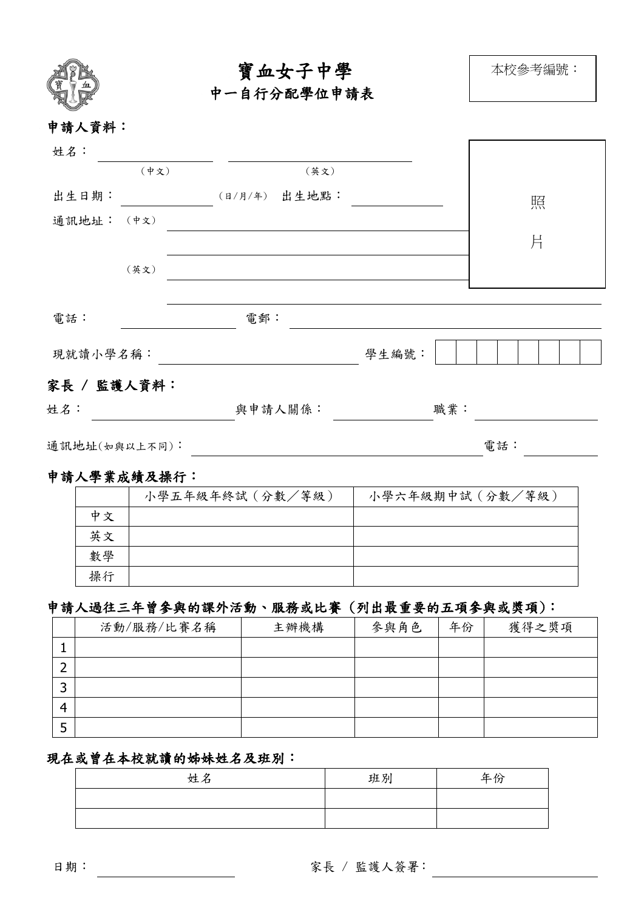# 寶血女子中學

## 中一自行分配學位申請表

本校參考編號：

**申請人資料：**

姓名：________（中文）　________（英文）

照片

出生日期：________（日/月/年）　出生地點：________

通訊地址：（中文）________

（英文）________

電話：________　電郵：________

現就讀小學名稱：________　學生編號：

**家長 / 監護人資料：**

姓名：________ 與申請人關係：________ 職業：________

通訊地址(如與以上不同)：________ 電話：________

**申請人學業成績及操行：**

| | 小學五年級年終試（分數／等級） | 小學六年級期中試（分數／等級） |
|---|---|---|
| 中文 | | |
| 英文 | | |
| 數學 | | |
| 操行 | | |

**申請人過往三年曾參與的課外活動、服務或比賽（列出最重要的五項參與或獎項）：**

| | 活動/服務/比賽名稱 | 主辦機構 | 參與角色 | 年份 | 獲得之獎項 |
|---|---|---|---|---|---|
| 1 | | | | | |
| 2 | | | | | |
| 3 | | | | | |
| 4 | | | | | |
| 5 | | | | | |

**現在或曾在本校就讀的姊妹姓名及班別：**

| 姓名 | 班別 | 年份 |
|---|---|---|
| | | |
| | | |

日期：________　家長 / 監護人簽署：________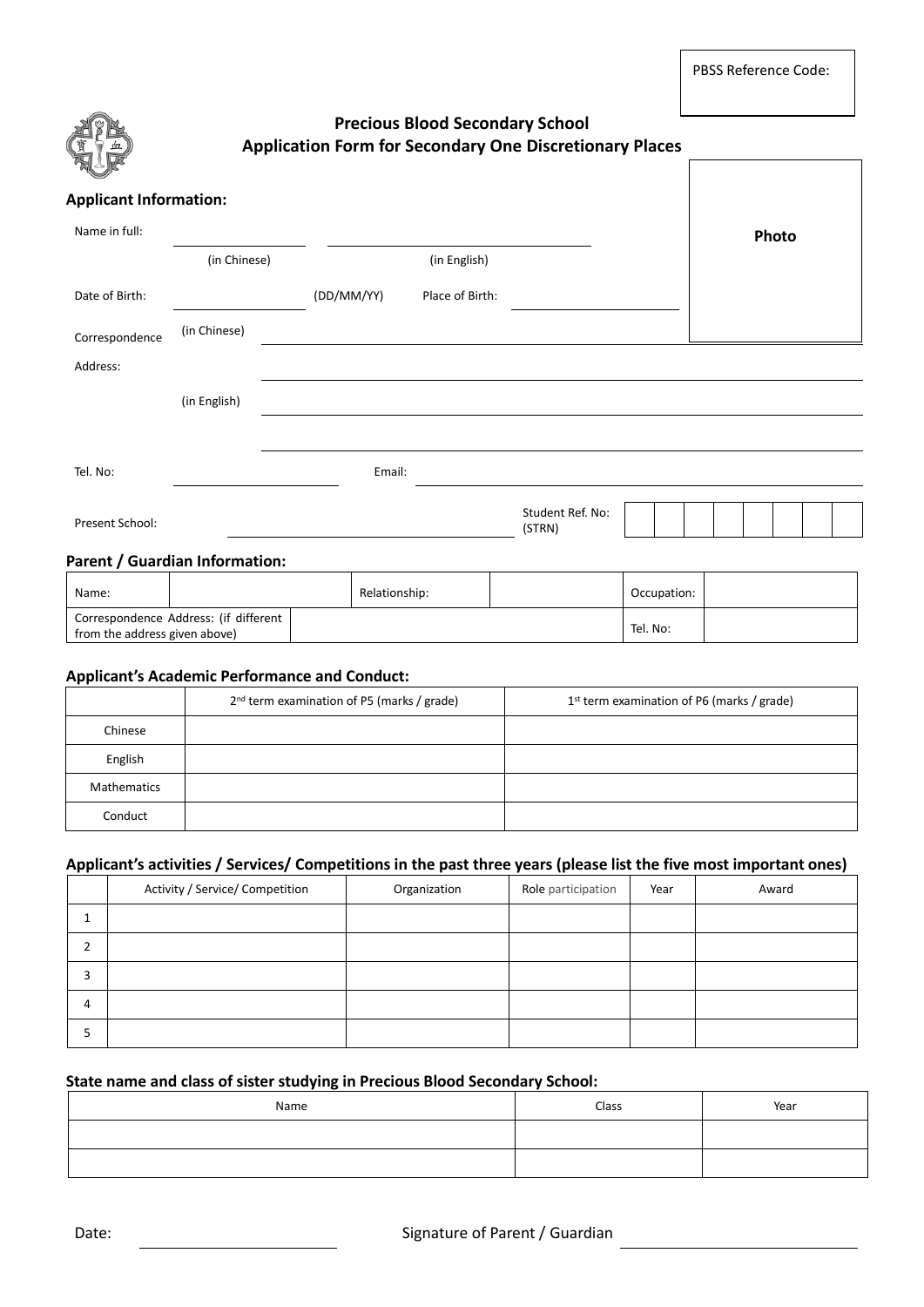PBSS Reference Code:

## Precious Blood Secondary School
## Application Form for Secondary One Discretionary Places

Photo

### Applicant Information:

Name in full: ____________ (in Chinese) ____________ (in English)

Date of Birth: ____________ (DD/MM/YY) Place of Birth: ____________

Correspondence Address: (in Chinese) ____________

(in English) ____________

Tel. No: ____________ Email: ____________

Present School: ____________ Student Ref. No: (STRN) | | | | | | | | |

### Parent / Guardian Information:

| | | | | | |
|---|---|---|---|---|---|
| Name: | | Relationship: | | Occupation: | |
| Correspondence Address: (if different from the address given above) | | | | Tel. No: | |

### Applicant's Academic Performance and Conduct:

| | 2nd term examination of P5 (marks / grade) | 1st term examination of P6 (marks / grade) |
|---|---|---|
| Chinese | | |
| English | | |
| Mathematics | | |
| Conduct | | |

### Applicant's activities / Services/ Competitions in the past three years (please list the five most important ones)

| | Activity / Service/ Competition | Organization | Role participation | Year | Award |
|---|---|---|---|---|---|
| 1 | | | | | |
| 2 | | | | | |
| 3 | | | | | |
| 4 | | | | | |
| 5 | | | | | |

### State name and class of sister studying in Precious Blood Secondary School:

| Name | Class | Year |
|---|---|---|
| | | |
| | | |

Date: ____________ Signature of Parent / Guardian ____________